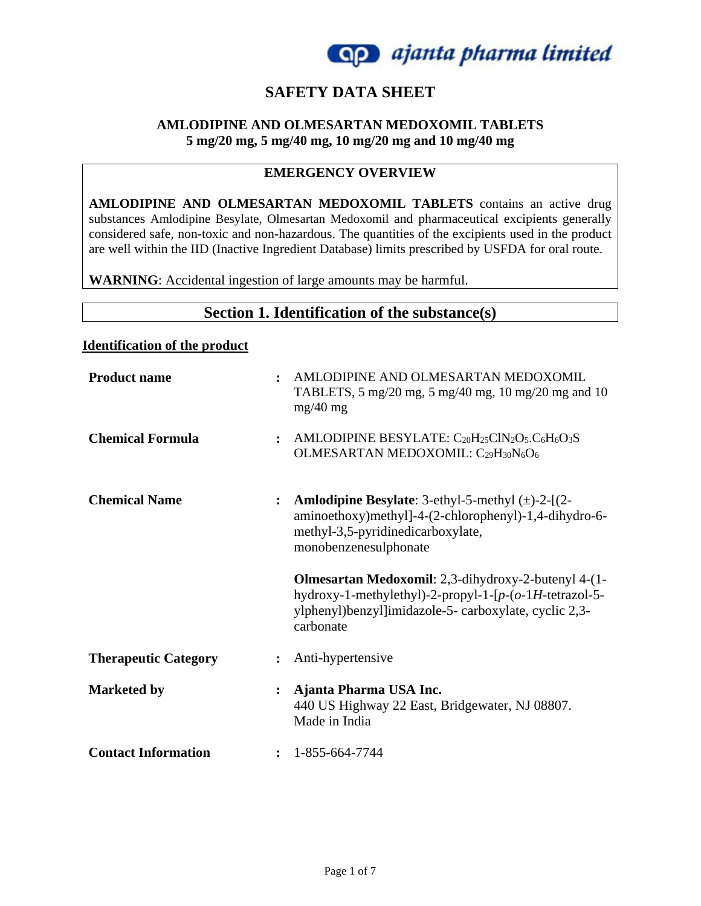ajanta pharma limited

# SAFETY DATA SHEET

## AMLODIPINE AND OLMESARTAN MEDOXOMIL TABLETS
## 5 mg/20 mg, 5 mg/40 mg, 10 mg/20 mg and 10 mg/40 mg

### EMERGENCY OVERVIEW

**AMLODIPINE AND OLMESARTAN MEDOXOMIL TABLETS** contains an active drug substances Amlodipine Besylate, Olmesartan Medoxomil and pharmaceutical excipients generally considered safe, non-toxic and non-hazardous. The quantities of the excipients used in the product are well within the IID (Inactive Ingredient Database) limits prescribed by USFDA for oral route.

**WARNING**: Accidental ingestion of large amounts may be harmful.

## Section 1. Identification of the substance(s)

**Identification of the product**

**Product name** : AMLODIPINE AND OLMESARTAN MEDOXOMIL TABLETS, 5 mg/20 mg, 5 mg/40 mg, 10 mg/20 mg and 10 mg/40 mg

**Chemical Formula** : AMLODIPINE BESYLATE: $C_{20}H_{25}ClN_2O_5.C_6H_6O_3S$
OLMESARTAN MEDOXOMIL: $C_{29}H_{30}N_6O_6$

**Chemical Name** : **Amlodipine Besylate**: 3-ethyl-5-methyl (±)-2-[(2-aminoethoxy)methyl]-4-(2-chlorophenyl)-1,4-dihydro-6-methyl-3,5-pyridinedicarboxylate, monobenzenesulphonate

**Olmesartan Medoxomil**: 2,3-dihydroxy-2-butenyl 4-(1-hydroxy-1-methylethyl)-2-propyl-1-[*p*-(*o*-1*H*-tetrazol-5-ylphenyl)benzyl]imidazole-5- carboxylate, cyclic 2,3-carbonate

**Therapeutic Category** : Anti-hypertensive

**Marketed by** : **Ajanta Pharma USA Inc.**
440 US Highway 22 East, Bridgewater, NJ 08807.
Made in India

**Contact Information** : 1-855-664-7744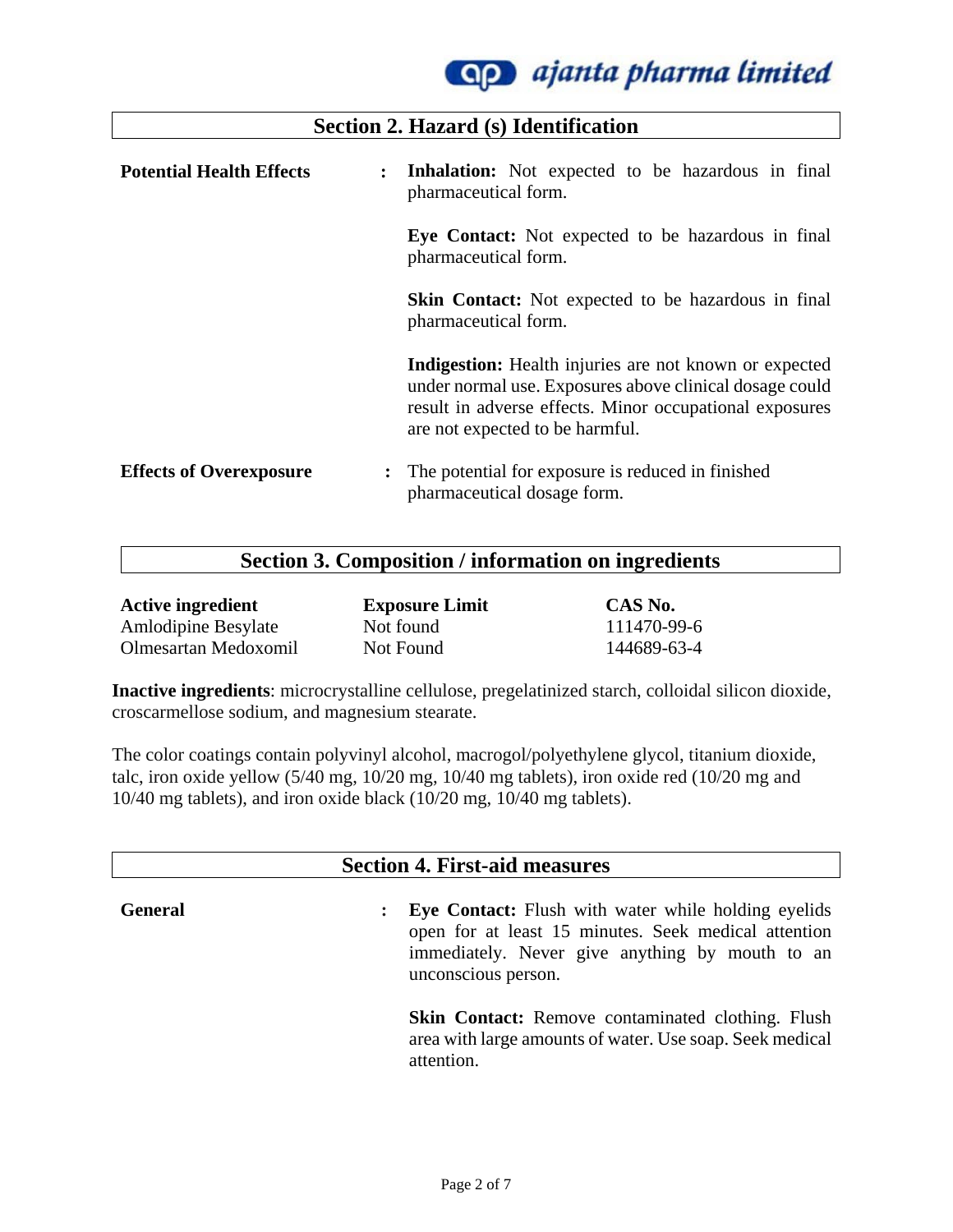## Section 2. Hazard (s) Identification

**Potential Health Effects** :

**Inhalation:** Not expected to be hazardous in final pharmaceutical form.

**Eye Contact:** Not expected to be hazardous in final pharmaceutical form.

**Skin Contact:** Not expected to be hazardous in final pharmaceutical form.

**Indigestion:** Health injuries are not known or expected under normal use. Exposures above clinical dosage could result in adverse effects. Minor occupational exposures are not expected to be harmful.

**Effects of Overexposure** : The potential for exposure is reduced in finished pharmaceutical dosage form.

## Section 3. Composition / information on ingredients

| Active ingredient | Exposure Limit | CAS No. |
| --- | --- | --- |
| Amlodipine Besylate | Not found | 111470-99-6 |
| Olmesartan Medoxomil | Not Found | 144689-63-4 |

**Inactive ingredients**: microcrystalline cellulose, pregelatinized starch, colloidal silicon dioxide, croscarmellose sodium, and magnesium stearate.

The color coatings contain polyvinyl alcohol, macrogol/polyethylene glycol, titanium dioxide, talc, iron oxide yellow (5/40 mg, 10/20 mg, 10/40 mg tablets), iron oxide red (10/20 mg and 10/40 mg tablets), and iron oxide black (10/20 mg, 10/40 mg tablets).

## Section 4. First-aid measures

**General** :

**Eye Contact:** Flush with water while holding eyelids open for at least 15 minutes. Seek medical attention immediately. Never give anything by mouth to an unconscious person.

**Skin Contact:** Remove contaminated clothing. Flush area with large amounts of water. Use soap. Seek medical attention.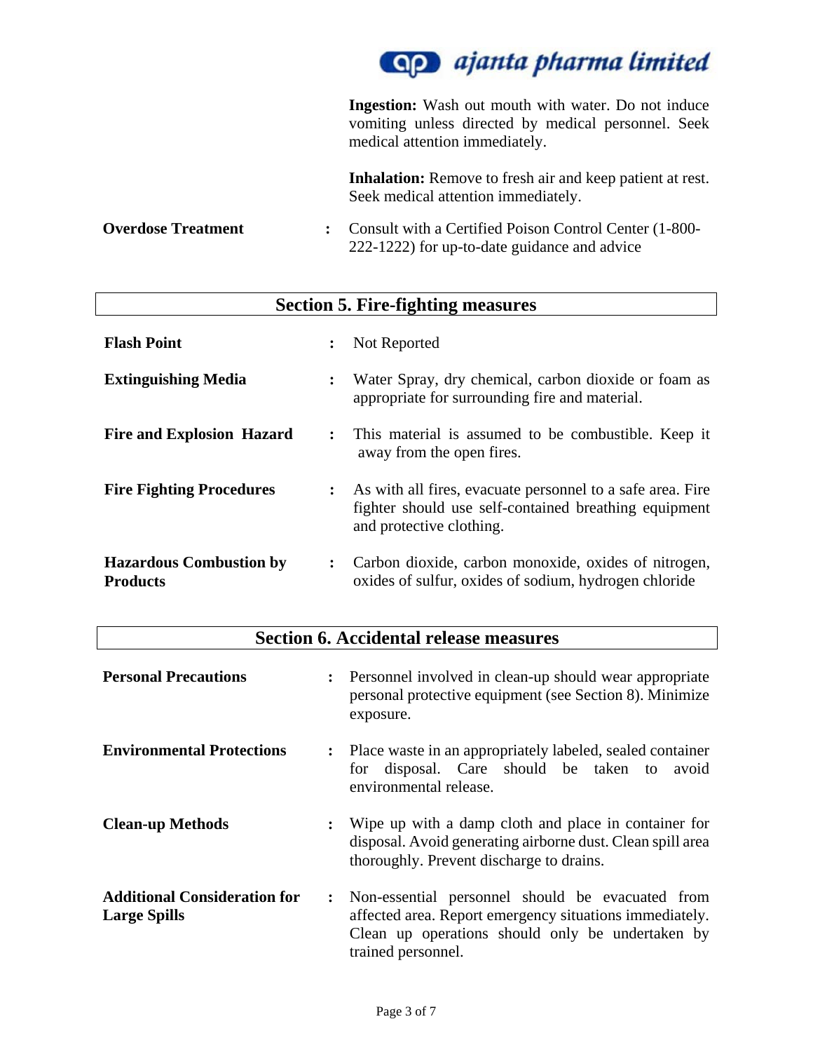**Ingestion:** Wash out mouth with water. Do not induce vomiting unless directed by medical personnel. Seek medical attention immediately.

**Inhalation:** Remove to fresh air and keep patient at rest. Seek medical attention immediately.

**Overdose Treatment** : Consult with a Certified Poison Control Center (1-800-222-1222) for up-to-date guidance and advice

## Section 5. Fire-fighting measures

**Flash Point** : Not Reported

**Extinguishing Media** : Water Spray, dry chemical, carbon dioxide or foam as appropriate for surrounding fire and material.

**Fire and Explosion Hazard** : This material is assumed to be combustible. Keep it away from the open fires.

**Fire Fighting Procedures** : As with all fires, evacuate personnel to a safe area. Fire fighter should use self-contained breathing equipment and protective clothing.

**Hazardous Combustion by Products** : Carbon dioxide, carbon monoxide, oxides of nitrogen, oxides of sulfur, oxides of sodium, hydrogen chloride

## Section 6. Accidental release measures

**Personal Precautions** : Personnel involved in clean-up should wear appropriate personal protective equipment (see Section 8). Minimize exposure.

**Environmental Protections** : Place waste in an appropriately labeled, sealed container for disposal. Care should be taken to avoid environmental release.

**Clean-up Methods** : Wipe up with a damp cloth and place in container for disposal. Avoid generating airborne dust. Clean spill area thoroughly. Prevent discharge to drains.

**Additional Consideration for Large Spills** : Non-essential personnel should be evacuated from affected area. Report emergency situations immediately. Clean up operations should only be undertaken by trained personnel.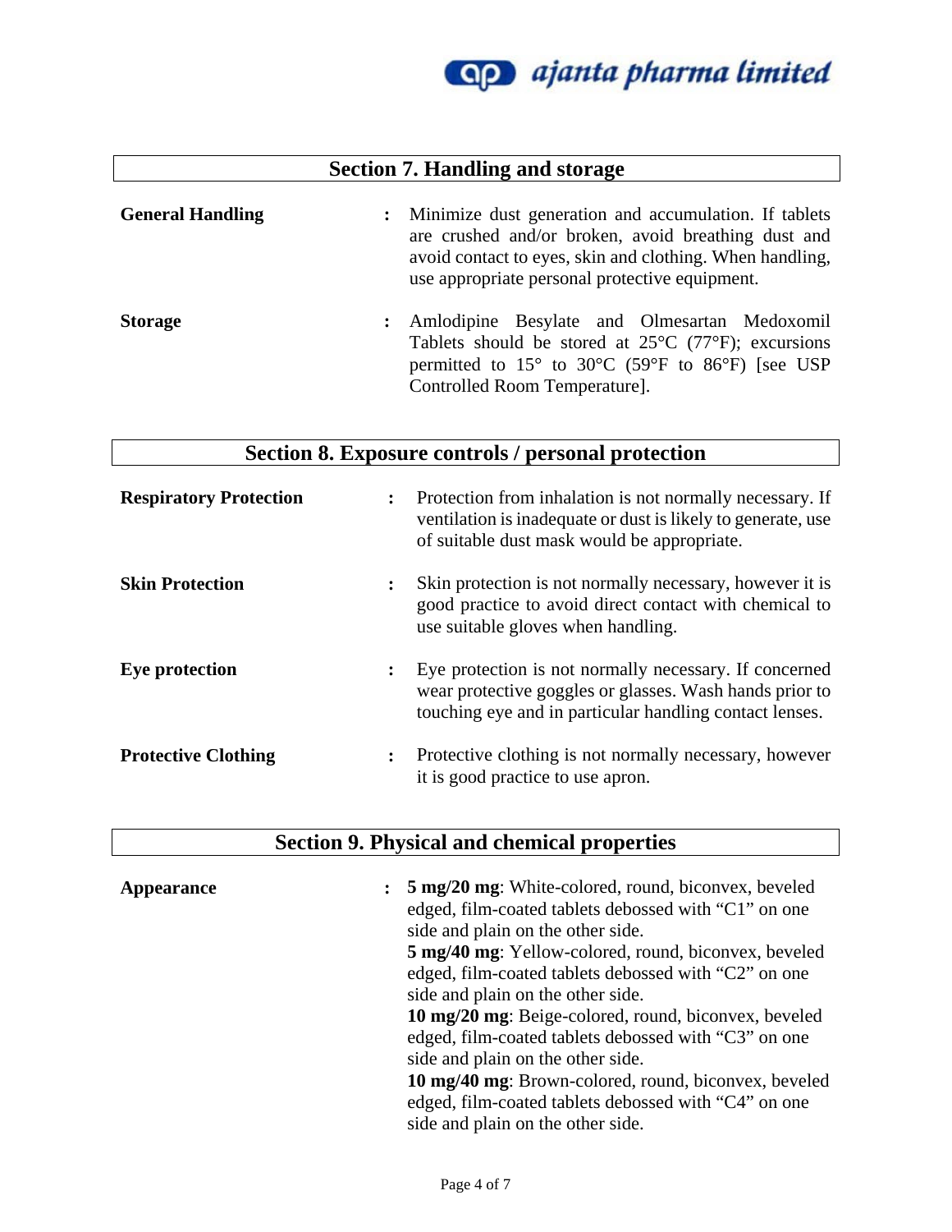## Section 7. Handling and storage

**General Handling** : Minimize dust generation and accumulation. If tablets are crushed and/or broken, avoid breathing dust and avoid contact to eyes, skin and clothing. When handling, use appropriate personal protective equipment.

**Storage** : Amlodipine Besylate and Olmesartan Medoxomil Tablets should be stored at 25°C (77°F); excursions permitted to 15° to 30°C (59°F to 86°F) [see USP Controlled Room Temperature].

## Section 8. Exposure controls / personal protection

**Respiratory Protection** : Protection from inhalation is not normally necessary. If ventilation is inadequate or dust is likely to generate, use of suitable dust mask would be appropriate.

**Skin Protection** : Skin protection is not normally necessary, however it is good practice to avoid direct contact with chemical to use suitable gloves when handling.

**Eye protection** : Eye protection is not normally necessary. If concerned wear protective goggles or glasses. Wash hands prior to touching eye and in particular handling contact lenses.

**Protective Clothing** : Protective clothing is not normally necessary, however it is good practice to use apron.

## Section 9. Physical and chemical properties

**Appearance** : **5 mg/20 mg**: White-colored, round, biconvex, beveled edged, film-coated tablets debossed with "C1" on one side and plain on the other side.
**5 mg/40 mg**: Yellow-colored, round, biconvex, beveled edged, film-coated tablets debossed with "C2" on one side and plain on the other side.
**10 mg/20 mg**: Beige-colored, round, biconvex, beveled edged, film-coated tablets debossed with "C3" on one side and plain on the other side.
**10 mg/40 mg**: Brown-colored, round, biconvex, beveled edged, film-coated tablets debossed with "C4" on one side and plain on the other side.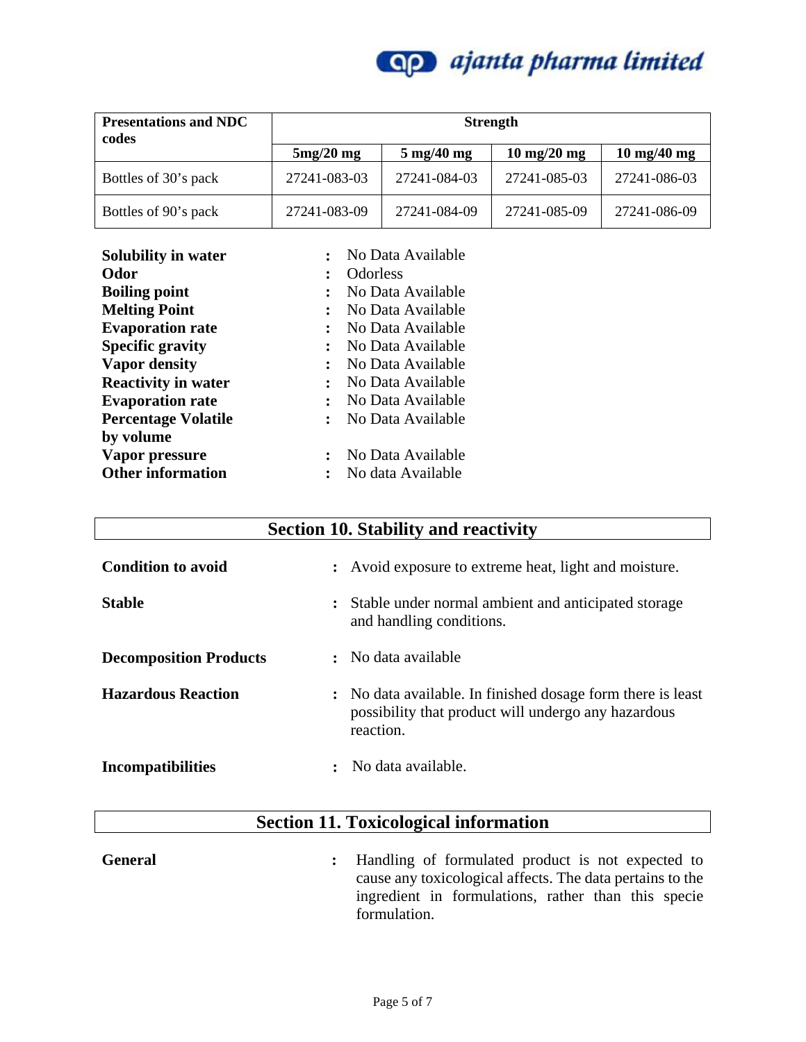| Presentations and NDC codes | Strength | | | |
|---|---|---|---|---|
| | 5mg/20 mg | 5 mg/40 mg | 10 mg/20 mg | 10 mg/40 mg |
| Bottles of 30's pack | 27241-083-03 | 27241-084-03 | 27241-085-03 | 27241-086-03 |
| Bottles of 90's pack | 27241-083-09 | 27241-084-09 | 27241-085-09 | 27241-086-09 |

**Solubility in water** : No Data Available
**Odor** : Odorless
**Boiling point** : No Data Available
**Melting Point** : No Data Available
**Evaporation rate** : No Data Available
**Specific gravity** : No Data Available
**Vapor density** : No Data Available
**Reactivity in water** : No Data Available
**Evaporation rate** : No Data Available
**Percentage Volatile by volume** : No Data Available
**Vapor pressure** : No Data Available
**Other information** : No data Available

## Section 10. Stability and reactivity

**Condition to avoid** : Avoid exposure to extreme heat, light and moisture.

**Stable** : Stable under normal ambient and anticipated storage and handling conditions.

**Decomposition Products** : No data available

**Hazardous Reaction** : No data available. In finished dosage form there is least possibility that product will undergo any hazardous reaction.

**Incompatibilities** : No data available.

## Section 11. Toxicological information

**General** : Handling of formulated product is not expected to cause any toxicological affects. The data pertains to the ingredient in formulations, rather than this specie formulation.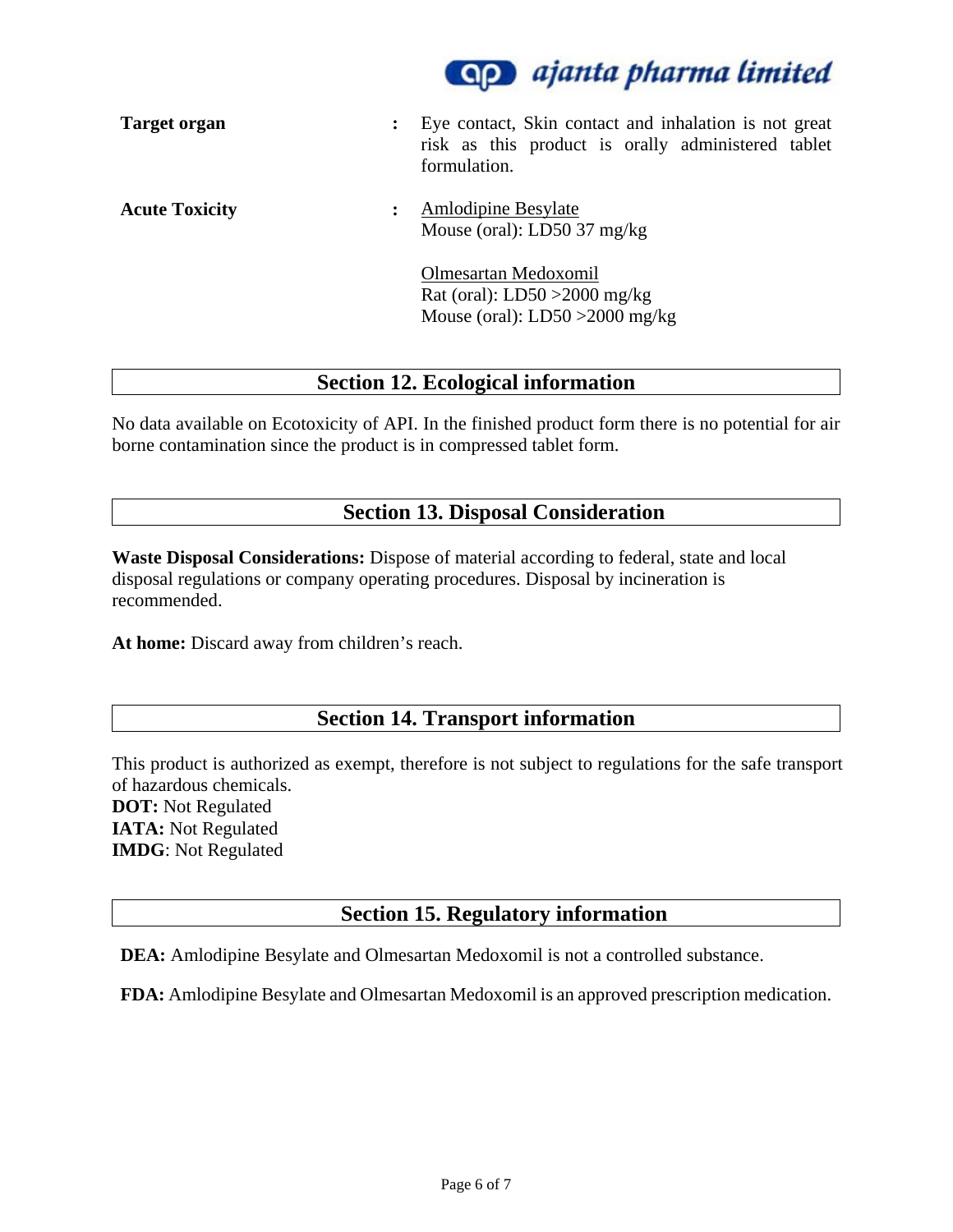**Target organ** : Eye contact, Skin contact and inhalation is not great risk as this product is orally administered tablet formulation.

**Acute Toxicity** : Amlodipine Besylate
Mouse (oral): LD50 37 mg/kg

Olmesartan Medoxomil
Rat (oral): LD50 >2000 mg/kg
Mouse (oral): LD50 >2000 mg/kg

## Section 12. Ecological information

No data available on Ecotoxicity of API. In the finished product form there is no potential for air borne contamination since the product is in compressed tablet form.

## Section 13. Disposal Consideration

**Waste Disposal Considerations:** Dispose of material according to federal, state and local disposal regulations or company operating procedures. Disposal by incineration is recommended.

**At home:** Discard away from children's reach.

## Section 14. Transport information

This product is authorized as exempt, therefore is not subject to regulations for the safe transport of hazardous chemicals.
**DOT:** Not Regulated
**IATA:** Not Regulated
**IMDG**: Not Regulated

## Section 15. Regulatory information

**DEA:** Amlodipine Besylate and Olmesartan Medoxomil is not a controlled substance.

**FDA:** Amlodipine Besylate and Olmesartan Medoxomil is an approved prescription medication.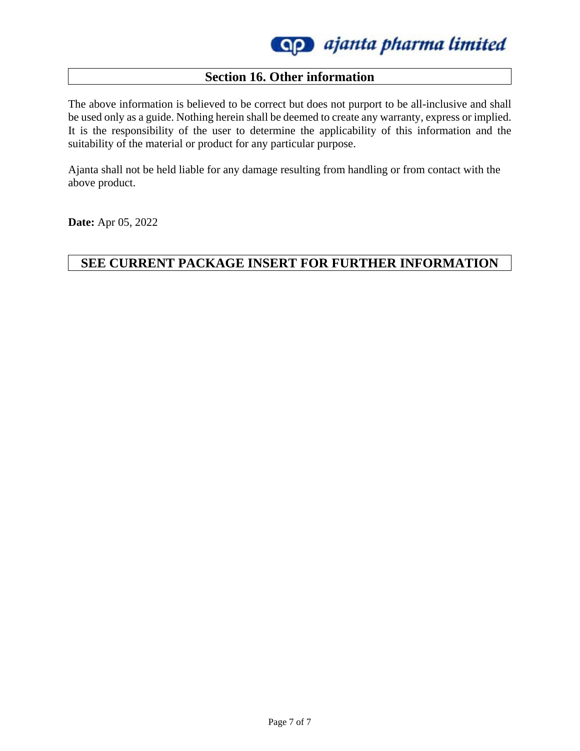## Section 16. Other information

The above information is believed to be correct but does not purport to be all-inclusive and shall be used only as a guide. Nothing herein shall be deemed to create any warranty, express or implied. It is the responsibility of the user to determine the applicability of this information and the suitability of the material or product for any particular purpose.

Ajanta shall not be held liable for any damage resulting from handling or from contact with the above product.

**Date:** Apr 05, 2022

## SEE CURRENT PACKAGE INSERT FOR FURTHER INFORMATION